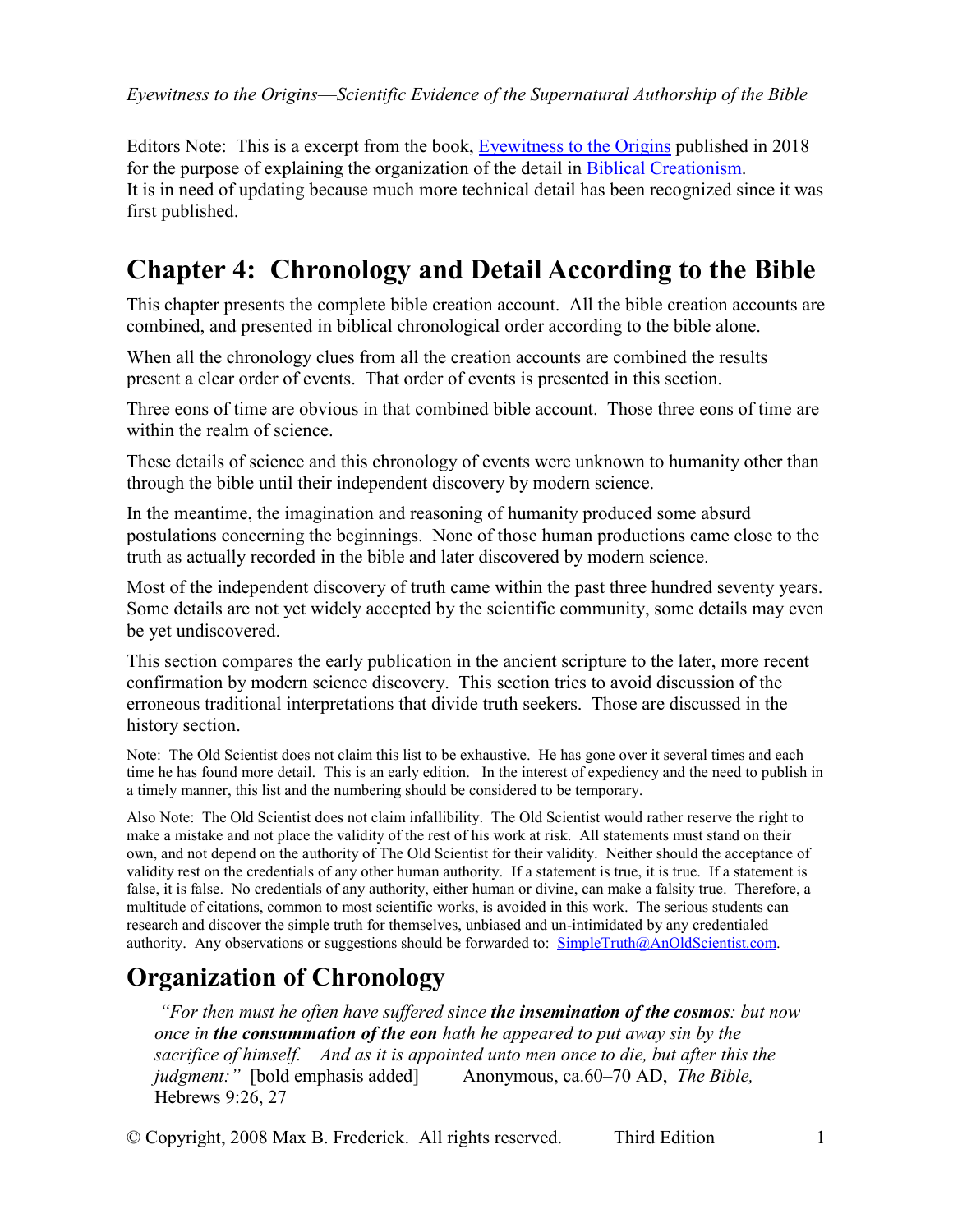Editors Note: This is a excerpt from the book, Eyewitness to the Origins published in 2018 for the purpose of explaining the organization of the detail in Biblical Creationism. It is in need of updating because much more technical detail has been recognized since it was first published.

# Chapter 4: Chronology and Detail According to the Bible

This chapter presents the complete bible creation account. All the bible creation accounts are combined, and presented in biblical chronological order according to the bible alone.

When all the chronology clues from all the creation accounts are combined the results present a clear order of events. That order of events is presented in this section.

Three eons of time are obvious in that combined bible account. Those three eons of time are within the realm of science.

These details of science and this chronology of events were unknown to humanity other than through the bible until their independent discovery by modern science.

In the meantime, the imagination and reasoning of humanity produced some absurd postulations concerning the beginnings. None of those human productions came close to the truth as actually recorded in the bible and later discovered by modern science.

Most of the independent discovery of truth came within the past three hundred seventy years. Some details are not yet widely accepted by the scientific community, some details may even be yet undiscovered.

This section compares the early publication in the ancient scripture to the later, more recent confirmation by modern science discovery. This section tries to avoid discussion of the erroneous traditional interpretations that divide truth seekers. Those are discussed in the history section.

Note: The Old Scientist does not claim this list to be exhaustive. He has gone over it several times and each time he has found more detail. This is an early edition. In the interest of expediency and the need to publish in a timely manner, this list and the numbering should be considered to be temporary.

Also Note: The Old Scientist does not claim infallibility. The Old Scientist would rather reserve the right to make a mistake and not place the validity of the rest of his work at risk. All statements must stand on their own, and not depend on the authority of The Old Scientist for their validity. Neither should the acceptance of validity rest on the credentials of any other human authority. If a statement is true, it is true. If a statement is false, it is false. No credentials of any authority, either human or divine, can make a falsity true. Therefore, a multitude of citations, common to most scientific works, is avoided in this work. The serious students can research and discover the simple truth for themselves, unbiased and un-intimidated by any credentialed authority. Any observations or suggestions should be forwarded to: SimpleTruth@AnOldScientist.com.

## Organization of Chronology

> *"For then must he often have suffered since **the insemination of the cosmos**: but now once in **the consummation of the eon** hath he appeared to put away sin by the sacrifice of himself. And as it is appointed unto men once to die, but after this the judgment:"* [bold emphasis added] Anonymous, ca.60–70 AD, *The Bible,* Hebrews 9:26, 27

© Copyright, 2008 Max B. Frederick. All rights reserved. Third Edition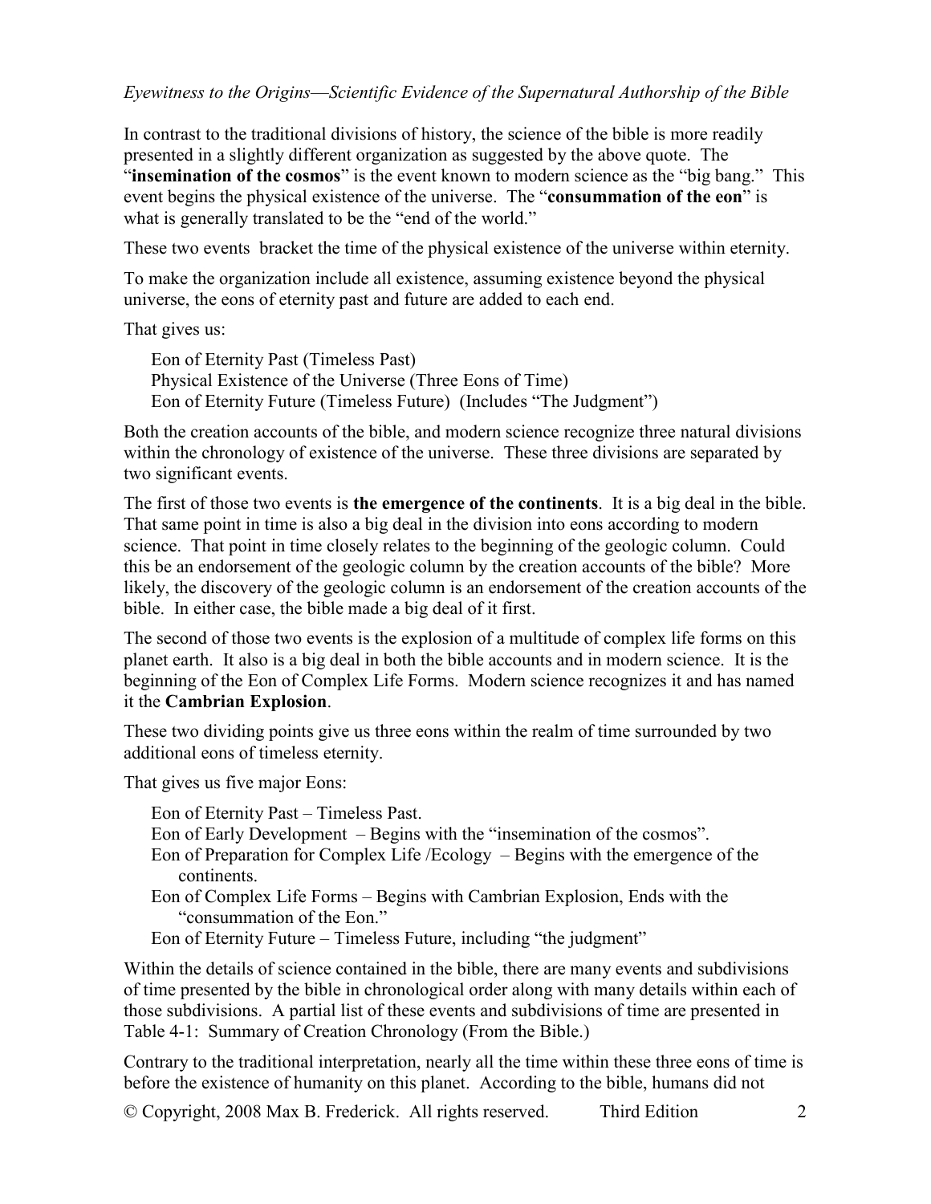In contrast to the traditional divisions of history, the science of the bible is more readily presented in a slightly different organization as suggested by the above quote. The "**insemination of the cosmos**" is the event known to modern science as the "big bang." This event begins the physical existence of the universe. The "**consummation of the eon**" is what is generally translated to be the "end of the world."

These two events bracket the time of the physical existence of the universe within eternity.

To make the organization include all existence, assuming existence beyond the physical universe, the eons of eternity past and future are added to each end.

That gives us:

> Eon of Eternity Past (Timeless Past)
> Physical Existence of the Universe (Three Eons of Time)
> Eon of Eternity Future (Timeless Future) (Includes "The Judgment")

Both the creation accounts of the bible, and modern science recognize three natural divisions within the chronology of existence of the universe. These three divisions are separated by two significant events.

The first of those two events is **the emergence of the continents**. It is a big deal in the bible. That same point in time is also a big deal in the division into eons according to modern science. That point in time closely relates to the beginning of the geologic column. Could this be an endorsement of the geologic column by the creation accounts of the bible? More likely, the discovery of the geologic column is an endorsement of the creation accounts of the bible. In either case, the bible made a big deal of it first.

The second of those two events is the explosion of a multitude of complex life forms on this planet earth. It also is a big deal in both the bible accounts and in modern science. It is the beginning of the Eon of Complex Life Forms. Modern science recognizes it and has named it the **Cambrian Explosion**.

These two dividing points give us three eons within the realm of time surrounded by two additional eons of timeless eternity.

That gives us five major Eons:

> Eon of Eternity Past – Timeless Past.
> Eon of Early Development – Begins with the "insemination of the cosmos".
> Eon of Preparation for Complex Life /Ecology – Begins with the emergence of the continents.
> Eon of Complex Life Forms – Begins with Cambrian Explosion, Ends with the "consummation of the Eon."
> Eon of Eternity Future – Timeless Future, including "the judgment"

Within the details of science contained in the bible, there are many events and subdivisions of time presented by the bible in chronological order along with many details within each of those subdivisions. A partial list of these events and subdivisions of time are presented in Table 4-1: Summary of Creation Chronology (From the Bible.)

Contrary to the traditional interpretation, nearly all the time within these three eons of time is before the existence of humanity on this planet. According to the bible, humans did not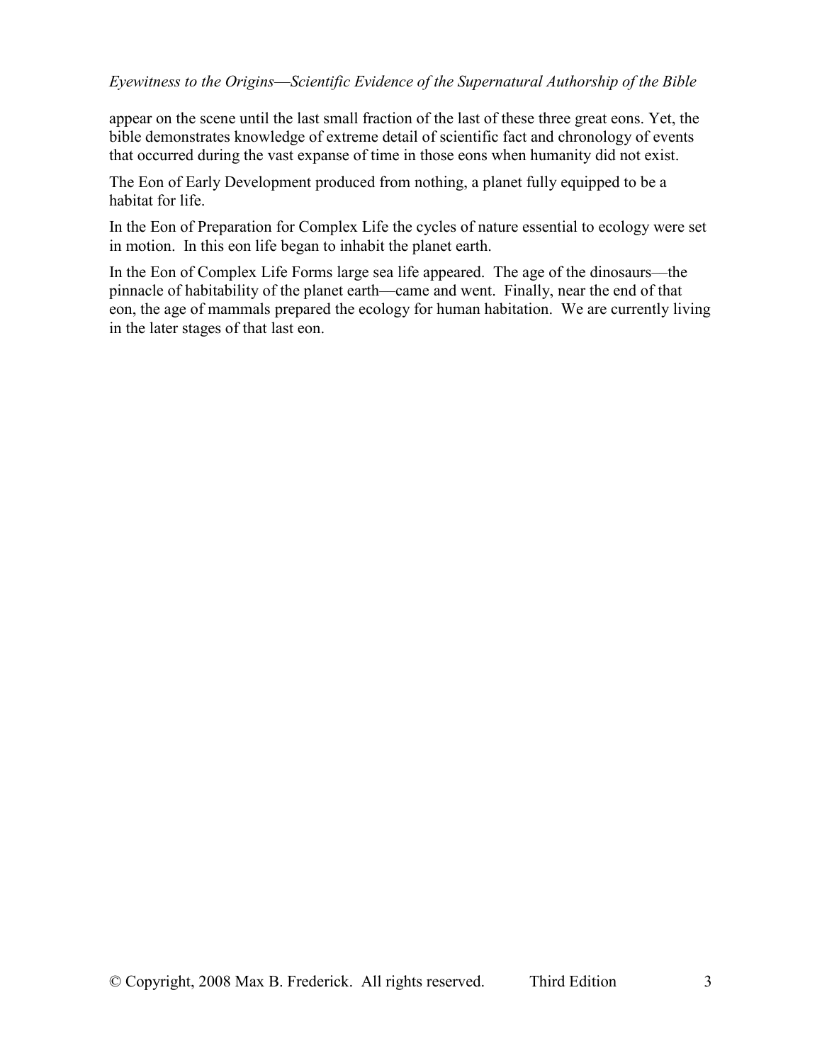appear on the scene until the last small fraction of the last of these three great eons. Yet, the bible demonstrates knowledge of extreme detail of scientific fact and chronology of events that occurred during the vast expanse of time in those eons when humanity did not exist.

The Eon of Early Development produced from nothing, a planet fully equipped to be a habitat for life.

In the Eon of Preparation for Complex Life the cycles of nature essential to ecology were set in motion. In this eon life began to inhabit the planet earth.

In the Eon of Complex Life Forms large sea life appeared. The age of the dinosaurs—the pinnacle of habitability of the planet earth—came and went. Finally, near the end of that eon, the age of mammals prepared the ecology for human habitation. We are currently living in the later stages of that last eon.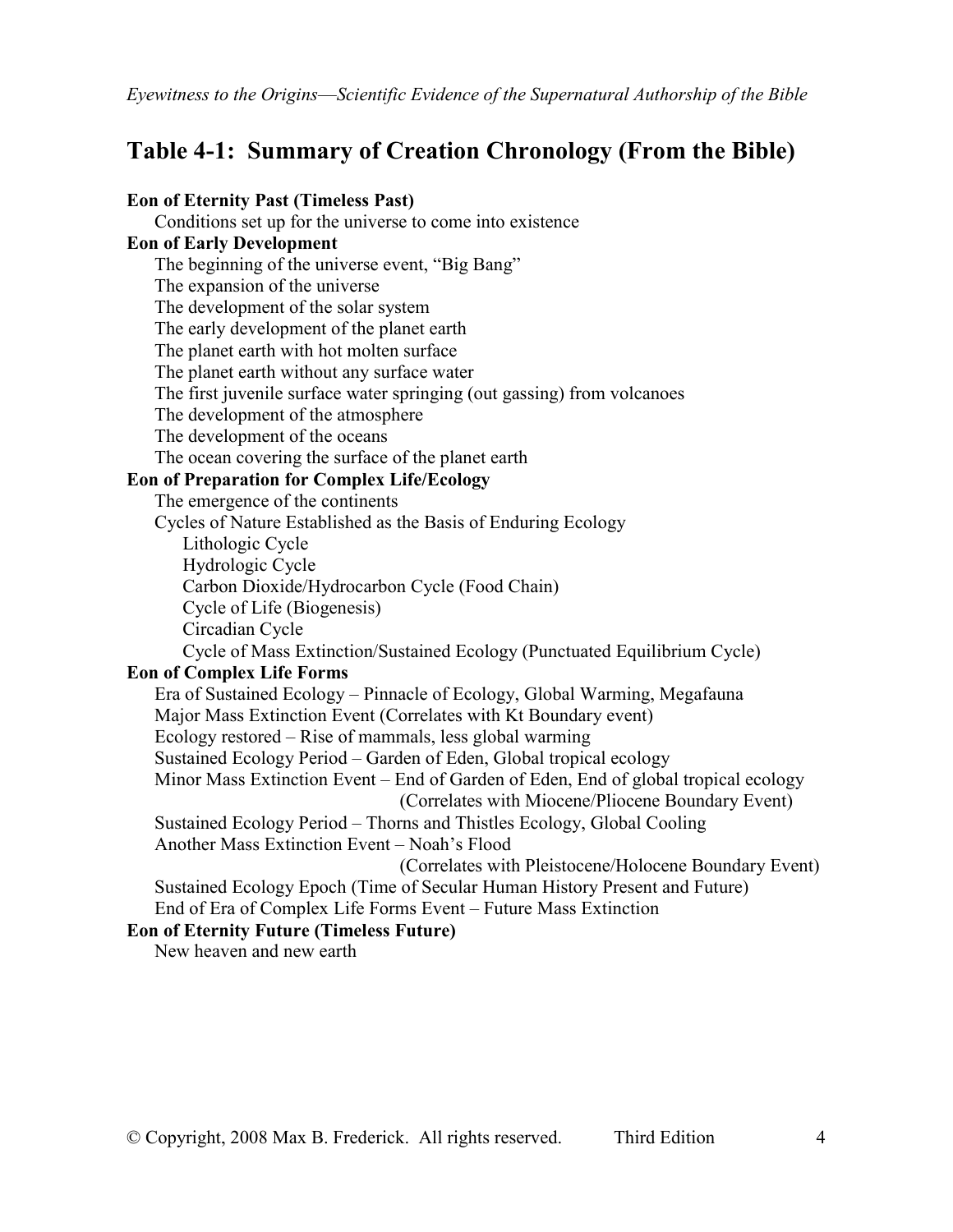## Table 4-1: Summary of Creation Chronology (From the Bible)

**Eon of Eternity Past (Timeless Past)**

- Conditions set up for the universe to come into existence

**Eon of Early Development**

- The beginning of the universe event, "Big Bang"
- The expansion of the universe
- The development of the solar system
- The early development of the planet earth
- The planet earth with hot molten surface
- The planet earth without any surface water
- The first juvenile surface water springing (out gassing) from volcanoes
- The development of the atmosphere
- The development of the oceans
- The ocean covering the surface of the planet earth

**Eon of Preparation for Complex Life/Ecology**

- The emergence of the continents
- Cycles of Nature Established as the Basis of Enduring Ecology
  - Lithologic Cycle
  - Hydrologic Cycle
  - Carbon Dioxide/Hydrocarbon Cycle (Food Chain)
  - Cycle of Life (Biogenesis)
  - Circadian Cycle
  - Cycle of Mass Extinction/Sustained Ecology (Punctuated Equilibrium Cycle)

**Eon of Complex Life Forms**

- Era of Sustained Ecology – Pinnacle of Ecology, Global Warming, Megafauna
- Major Mass Extinction Event (Correlates with Kt Boundary event)
- Ecology restored – Rise of mammals, less global warming
- Sustained Ecology Period – Garden of Eden, Global tropical ecology
- Minor Mass Extinction Event – End of Garden of Eden, End of global tropical ecology (Correlates with Miocene/Pliocene Boundary Event)
- Sustained Ecology Period – Thorns and Thistles Ecology, Global Cooling
- Another Mass Extinction Event – Noah's Flood (Correlates with Pleistocene/Holocene Boundary Event)
- Sustained Ecology Epoch (Time of Secular Human History Present and Future)
- End of Era of Complex Life Forms Event – Future Mass Extinction

**Eon of Eternity Future (Timeless Future)**

- New heaven and new earth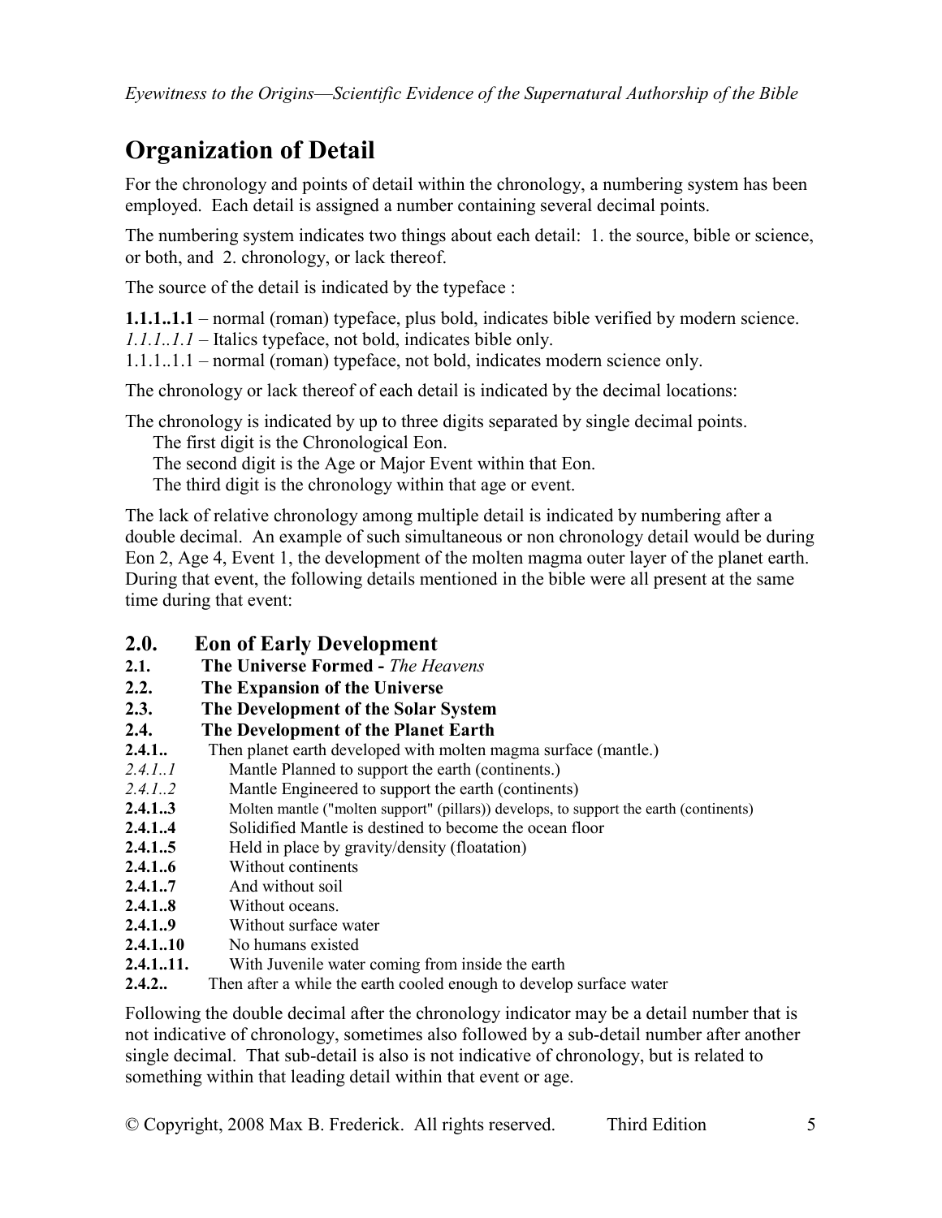# Organization of Detail

For the chronology and points of detail within the chronology, a numbering system has been employed. Each detail is assigned a number containing several decimal points.

The numbering system indicates two things about each detail: 1. the source, bible or science, or both, and 2. chronology, or lack thereof.

The source of the detail is indicated by the typeface :

**1.1.1..1.1** – normal (roman) typeface, plus bold, indicates bible verified by modern science.
*1.1.1..1.1* – Italics typeface, not bold, indicates bible only.
1.1.1..1.1 – normal (roman) typeface, not bold, indicates modern science only.

The chronology or lack thereof of each detail is indicated by the decimal locations:

The chronology is indicated by up to three digits separated by single decimal points.
The first digit is the Chronological Eon.
The second digit is the Age or Major Event within that Eon.
The third digit is the chronology within that age or event.

The lack of relative chronology among multiple detail is indicated by numbering after a double decimal. An example of such simultaneous or non chronology detail would be during Eon 2, Age 4, Event 1, the development of the molten magma outer layer of the planet earth. During that event, the following details mentioned in the bible were all present at the same time during that event:

**2.0. Eon of Early Development**
**2.1. The Universe Formed -** *The Heavens*
**2.2. The Expansion of the Universe**
**2.3. The Development of the Solar System**
**2.4. The Development of the Planet Earth**
**2.4.1..** Then planet earth developed with molten magma surface (mantle.)
*2.4.1..1* Mantle Planned to support the earth (continents.)
*2.4.1..2* Mantle Engineered to support the earth (continents)
**2.4.1..3** Molten mantle ("molten support" (pillars)) develops, to support the earth (continents)
**2.4.1..4** Solidified Mantle is destined to become the ocean floor
**2.4.1..5** Held in place by gravity/density (floatation)
**2.4.1..6** Without continents
**2.4.1..7** And without soil
**2.4.1..8** Without oceans.
**2.4.1..9** Without surface water
**2.4.1..10** No humans existed
**2.4.1..11.** With Juvenile water coming from inside the earth
**2.4.2..** Then after a while the earth cooled enough to develop surface water

Following the double decimal after the chronology indicator may be a detail number that is not indicative of chronology, sometimes also followed by a sub-detail number after another single decimal. That sub-detail is also is not indicative of chronology, but is related to something within that leading detail within that event or age.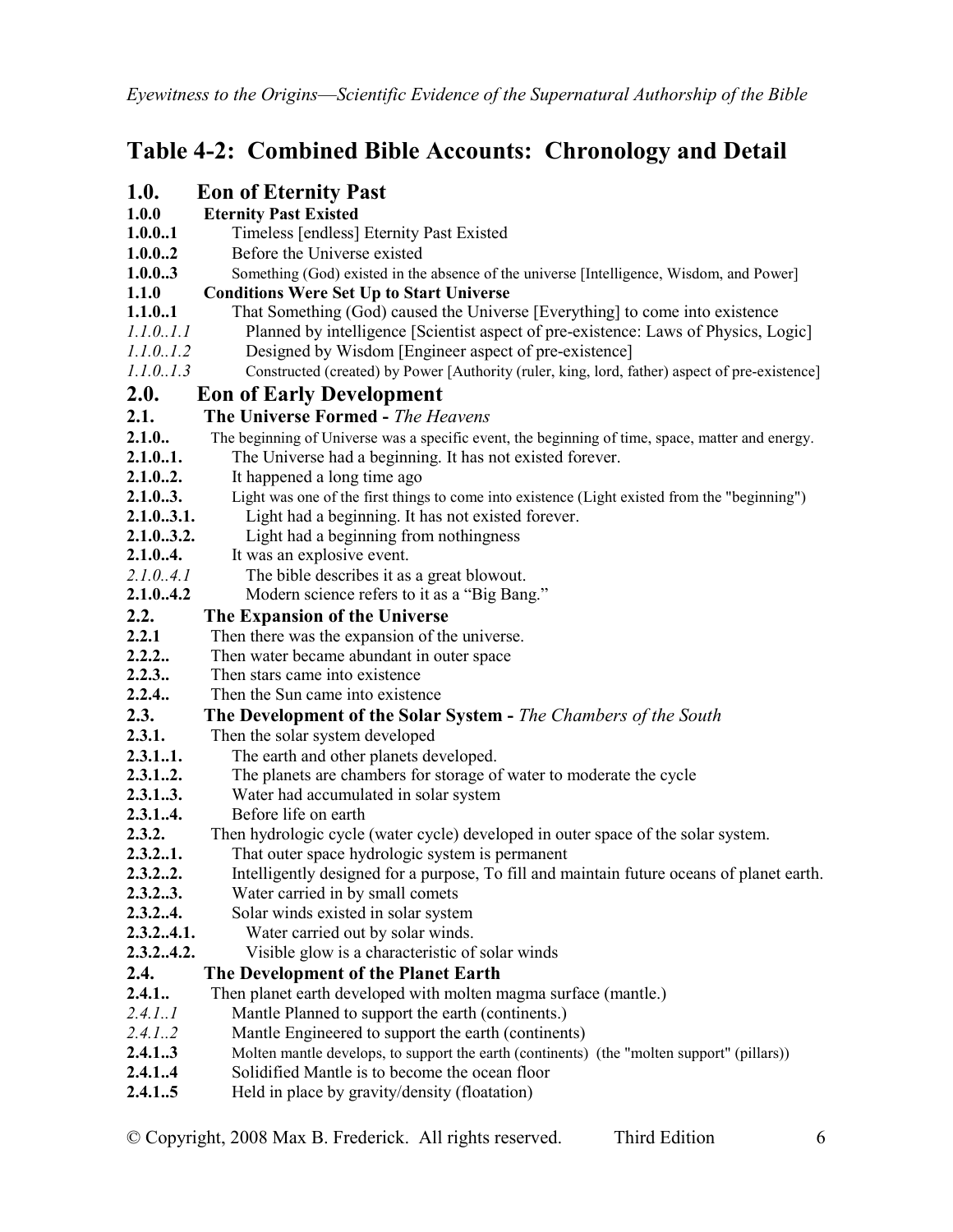# Table 4-2: Combined Bible Accounts: Chronology and Detail

## 1.0. Eon of Eternity Past

**1.0.0 Eternity Past Existed**

**1.0.0..1** Timeless [endless] Eternity Past Existed

**1.0.0..2** Before the Universe existed

**1.0.0..3** Something (God) existed in the absence of the universe [Intelligence, Wisdom, and Power]

**1.1.0 Conditions Were Set Up to Start Universe**

**1.1.0..1** That Something (God) caused the Universe [Everything] to come into existence

*1.1.0..1.1* Planned by intelligence [Scientist aspect of pre-existence: Laws of Physics, Logic]

*1.1.0..1.2* Designed by Wisdom [Engineer aspect of pre-existence]

*1.1.0..1.3* Constructed (created) by Power [Authority (ruler, king, lord, father) aspect of pre-existence]

## 2.0. Eon of Early Development

### 2.1. The Universe Formed - *The Heavens*

**2.1.0..** The beginning of Universe was a specific event, the beginning of time, space, matter and energy.

**2.1.0..1.** The Universe had a beginning. It has not existed forever.

**2.1.0..2.** It happened a long time ago

**2.1.0..3.** Light was one of the first things to come into existence (Light existed from the "beginning")

**2.1.0..3.1.** Light had a beginning. It has not existed forever.

**2.1.0..3.2.** Light had a beginning from nothingness

**2.1.0..4.** It was an explosive event.

*2.1.0..4.1* The bible describes it as a great blowout.

**2.1.0..4.2** Modern science refers to it as a "Big Bang."

### 2.2. The Expansion of the Universe

**2.2.1** Then there was the expansion of the universe.

**2.2.2..** Then water became abundant in outer space

**2.2.3..** Then stars came into existence

**2.2.4..** Then the Sun came into existence

### 2.3. The Development of the Solar System - *The Chambers of the South*

**2.3.1.** Then the solar system developed

**2.3.1..1.** The earth and other planets developed.

**2.3.1..2.** The planets are chambers for storage of water to moderate the cycle

**2.3.1..3.** Water had accumulated in solar system

**2.3.1..4.** Before life on earth

**2.3.2.** Then hydrologic cycle (water cycle) developed in outer space of the solar system.

**2.3.2..1.** That outer space hydrologic system is permanent

**2.3.2..2.** Intelligently designed for a purpose, To fill and maintain future oceans of planet earth.

**2.3.2..3.** Water carried in by small comets

**2.3.2..4.** Solar winds existed in solar system

**2.3.2..4.1.** Water carried out by solar winds.

**2.3.2..4.2.** Visible glow is a characteristic of solar winds

### 2.4. The Development of the Planet Earth

**2.4.1..** Then planet earth developed with molten magma surface (mantle.)

*2.4.1..1* Mantle Planned to support the earth (continents.)

*2.4.1..2* Mantle Engineered to support the earth (continents)

**2.4.1..3** Molten mantle develops, to support the earth (continents) (the "molten support" (pillars))

**2.4.1..4** Solidified Mantle is to become the ocean floor

**2.4.1..5** Held in place by gravity/density (floatation)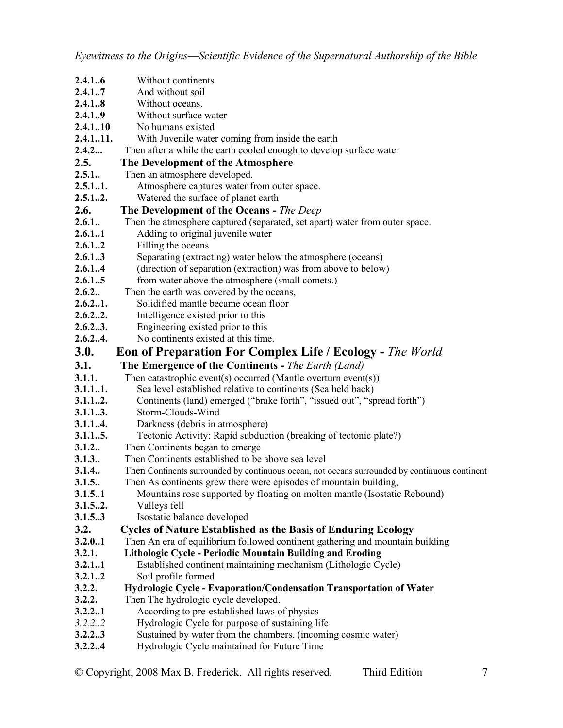**2.4.1..6** Without continents
**2.4.1..7** And without soil
**2.4.1..8** Without oceans.
**2.4.1..9** Without surface water
**2.4.1..10** No humans existed
**2.4.1..11.** With Juvenile water coming from inside the earth
**2.4.2...** Then after a while the earth cooled enough to develop surface water

### 2.5. The Development of the Atmosphere

**2.5.1..** Then an atmosphere developed.
**2.5.1..1.** Atmosphere captures water from outer space.
**2.5.1..2.** Watered the surface of planet earth

### 2.6. The Development of the Oceans - *The Deep*

**2.6.1..** Then the atmosphere captured (separated, set apart) water from outer space.
**2.6.1..1** Adding to original juvenile water
**2.6.1..2** Filling the oceans
**2.6.1..3** Separating (extracting) water below the atmosphere (oceans)
**2.6.1..4** (direction of separation (extraction) was from above to below)
**2.6.1..5** from water above the atmosphere (small comets.)
**2.6.2..** Then the earth was covered by the oceans,
**2.6.2..1.** Solidified mantle became ocean floor
**2.6.2..2.** Intelligence existed prior to this
**2.6.2..3.** Engineering existed prior to this
**2.6.2..4.** No continents existed at this time.

## 3.0. Eon of Preparation For Complex Life / Ecology - *The World*

### 3.1. The Emergence of the Continents - *The Earth (Land)*

**3.1.1.** Then catastrophic event(s) occurred (Mantle overturn event(s))
**3.1.1..1.** Sea level established relative to continents (Sea held back)
**3.1.1..2.** Continents (land) emerged ("brake forth", "issued out", "spread forth")
**3.1.1..3.** Storm-Clouds-Wind
**3.1.1..4.** Darkness (debris in atmosphere)
**3.1.1..5.** Tectonic Activity: Rapid subduction (breaking of tectonic plate?)
**3.1.2..** Then Continents began to emerge
**3.1.3..** Then Continents established to be above sea level
**3.1.4..** Then Continents surrounded by continuous ocean, not oceans surrounded by continuous continent
**3.1.5..** Then As continents grew there were episodes of mountain building,
**3.1.5..1** Mountains rose supported by floating on molten mantle (Isostatic Rebound)
**3.1.5..2.** Valleys fell
**3.1.5..3** Isostatic balance developed

### 3.2. Cycles of Nature Established as the Basis of Enduring Ecology

**3.2.0..1** Then An era of equilibrium followed continent gathering and mountain building

#### 3.2.1. Lithologic Cycle - Periodic Mountain Building and Eroding

**3.2.1..1** Established continent maintaining mechanism (Lithologic Cycle)
**3.2.1..2** Soil profile formed

#### 3.2.2. Hydrologic Cycle - Evaporation/Condensation Transportation of Water

**3.2.2.** Then The hydrologic cycle developed.
**3.2.2..1** According to pre-established laws of physics
*3.2.2..2* Hydrologic Cycle for purpose of sustaining life
**3.2.2..3** Sustained by water from the chambers. (incoming cosmic water)
**3.2.2..4** Hydrologic Cycle maintained for Future Time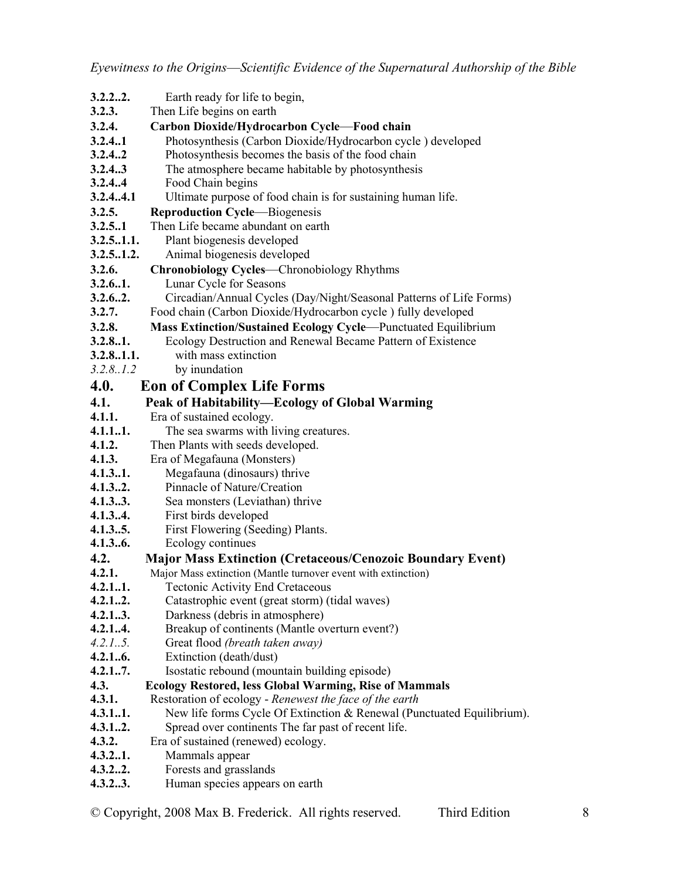**3.2.2..2.** Earth ready for life to begin,
**3.2.3.** Then Life begins on earth
**3.2.4.** **Carbon Dioxide/Hydrocarbon Cycle—Food chain**
**3.2.4..1** Photosynthesis (Carbon Dioxide/Hydrocarbon cycle ) developed
**3.2.4..2** Photosynthesis becomes the basis of the food chain
**3.2.4..3** The atmosphere became habitable by photosynthesis
**3.2.4..4** Food Chain begins
**3.2.4..4.1** Ultimate purpose of food chain is for sustaining human life.
**3.2.5.** **Reproduction Cycle**—Biogenesis
**3.2.5..1** Then Life became abundant on earth
**3.2.5..1.1.** Plant biogenesis developed
**3.2.5..1.2.** Animal biogenesis developed
**3.2.6.** **Chronobiology Cycles**—Chronobiology Rhythms
**3.2.6..1.** Lunar Cycle for Seasons
**3.2.6..2.** Circadian/Annual Cycles (Day/Night/Seasonal Patterns of Life Forms)
**3.2.7.** Food chain (Carbon Dioxide/Hydrocarbon cycle ) fully developed
**3.2.8.** **Mass Extinction/Sustained Ecology Cycle**—Punctuated Equilibrium
**3.2.8..1.** Ecology Destruction and Renewal Became Pattern of Existence
**3.2.8..1.1.** with mass extinction
*3.2.8..1.2* by inundation

# 4.0. Eon of Complex Life Forms

## 4.1. Peak of Habitability—Ecology of Global Warming

**4.1.1.** Era of sustained ecology.
**4.1.1..1.** The sea swarms with living creatures.
**4.1.2.** Then Plants with seeds developed.
**4.1.3.** Era of Megafauna (Monsters)
**4.1.3..1.** Megafauna (dinosaurs) thrive
**4.1.3..2.** Pinnacle of Nature/Creation
**4.1.3..3.** Sea monsters (Leviathan) thrive
**4.1.3..4.** First birds developed
**4.1.3..5.** First Flowering (Seeding) Plants.
**4.1.3..6.** Ecology continues

## 4.2. Major Mass Extinction (Cretaceous/Cenozoic Boundary Event)

**4.2.1.** Major Mass extinction (Mantle turnover event with extinction)
**4.2.1..1.** Tectonic Activity End Cretaceous
**4.2.1..2.** Catastrophic event (great storm) (tidal waves)
**4.2.1..3.** Darkness (debris in atmosphere)
**4.2.1..4.** Breakup of continents (Mantle overturn event?)
*4.2.1..5.* Great flood *(breath taken away)*
**4.2.1..6.** Extinction (death/dust)
**4.2.1..7.** Isostatic rebound (mountain building episode)

### 4.3. Ecology Restored, less Global Warming, Rise of Mammals

**4.3.1.** Restoration of ecology - *Renewest the face of the earth*
**4.3.1..1.** New life forms Cycle Of Extinction & Renewal (Punctuated Equilibrium).
**4.3.1..2.** Spread over continents The far past of recent life.
**4.3.2.** Era of sustained (renewed) ecology.
**4.3.2..1.** Mammals appear
**4.3.2..2.** Forests and grasslands
**4.3.2..3.** Human species appears on earth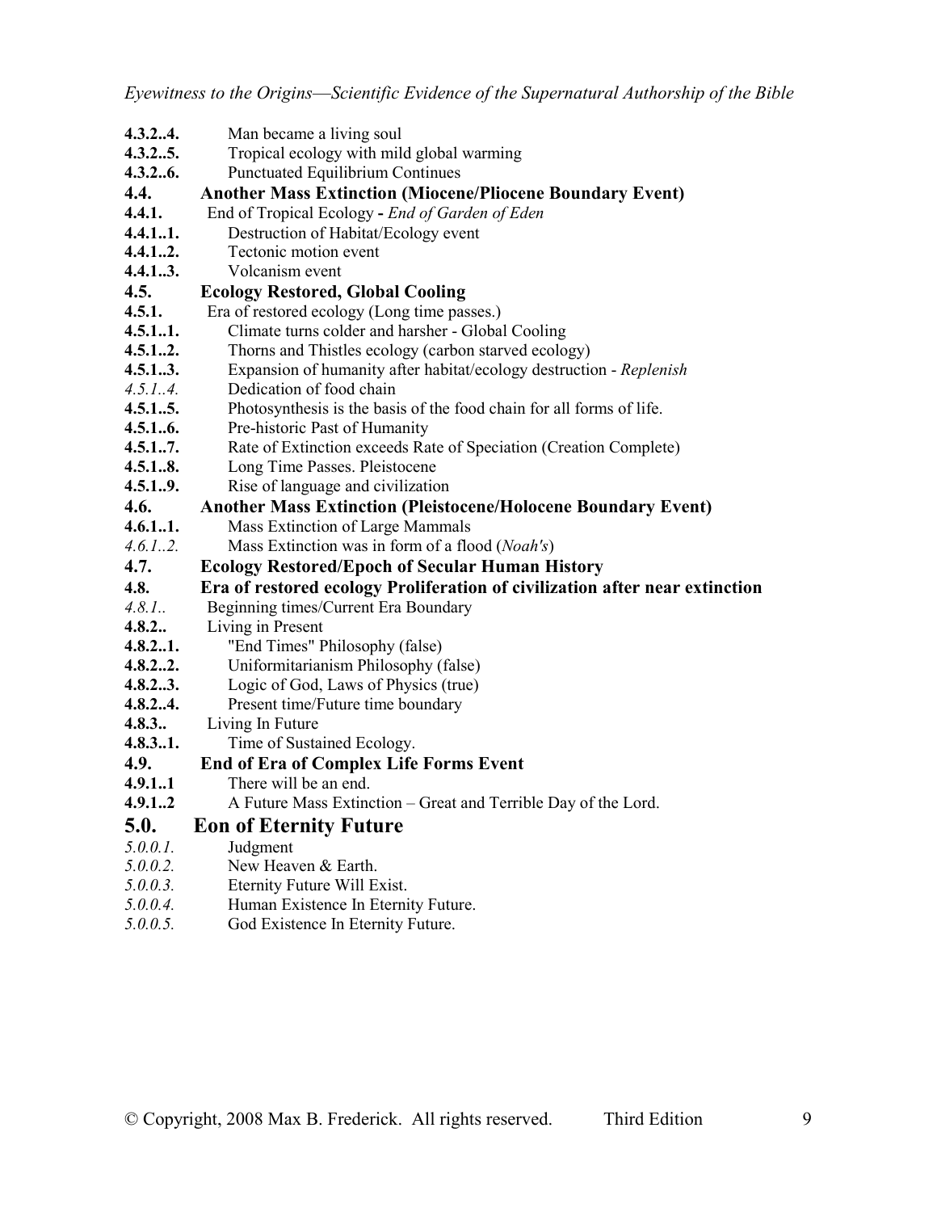**4.3.2..4.** Man became a living soul
**4.3.2..5.** Tropical ecology with mild global warming
**4.3.2..6.** Punctuated Equilibrium Continues

**4.4. Another Mass Extinction (Miocene/Pliocene Boundary Event)**

4.4.1. End of Tropical Ecology - *End of Garden of Eden*
**4.4.1..1.** Destruction of Habitat/Ecology event
**4.4.1..2.** Tectonic motion event
**4.4.1..3.** Volcanism event

**4.5. Ecology Restored, Global Cooling**

4.5.1. Era of restored ecology (Long time passes.)
**4.5.1..1.** Climate turns colder and harsher - Global Cooling
**4.5.1..2.** Thorns and Thistles ecology (carbon starved ecology)
**4.5.1..3.** Expansion of humanity after habitat/ecology destruction - *Replenish*
*4.5.1..4.* Dedication of food chain
**4.5.1..5.** Photosynthesis is the basis of the food chain for all forms of life.
**4.5.1..6.** Pre-historic Past of Humanity
**4.5.1..7.** Rate of Extinction exceeds Rate of Speciation (Creation Complete)
**4.5.1..8.** Long Time Passes. Pleistocene
**4.5.1..9.** Rise of language and civilization

**4.6. Another Mass Extinction (Pleistocene/Holocene Boundary Event)**

**4.6.1..1.** Mass Extinction of Large Mammals
*4.6.1..2.* Mass Extinction was in form of a flood (*Noah's*)

**4.7. Ecology Restored/Epoch of Secular Human History**

**4.8. Era of restored ecology Proliferation of civilization after near extinction**

*4.8.1..* Beginning times/Current Era Boundary
**4.8.2..** Living in Present
**4.8.2..1.** "End Times" Philosophy (false)
**4.8.2..2.** Uniformitarianism Philosophy (false)
**4.8.2..3.** Logic of God, Laws of Physics (true)
**4.8.2..4.** Present time/Future time boundary
**4.8.3..** Living In Future
**4.8.3..1.** Time of Sustained Ecology.

**4.9. End of Era of Complex Life Forms Event**

**4.9.1..1** There will be an end.
**4.9.1..2** A Future Mass Extinction – Great and Terrible Day of the Lord.

## 5.0. Eon of Eternity Future

*5.0.0.1.* Judgment
*5.0.0.2.* New Heaven & Earth.
*5.0.0.3.* Eternity Future Will Exist.
*5.0.0.4.* Human Existence In Eternity Future.
*5.0.0.5.* God Existence In Eternity Future.